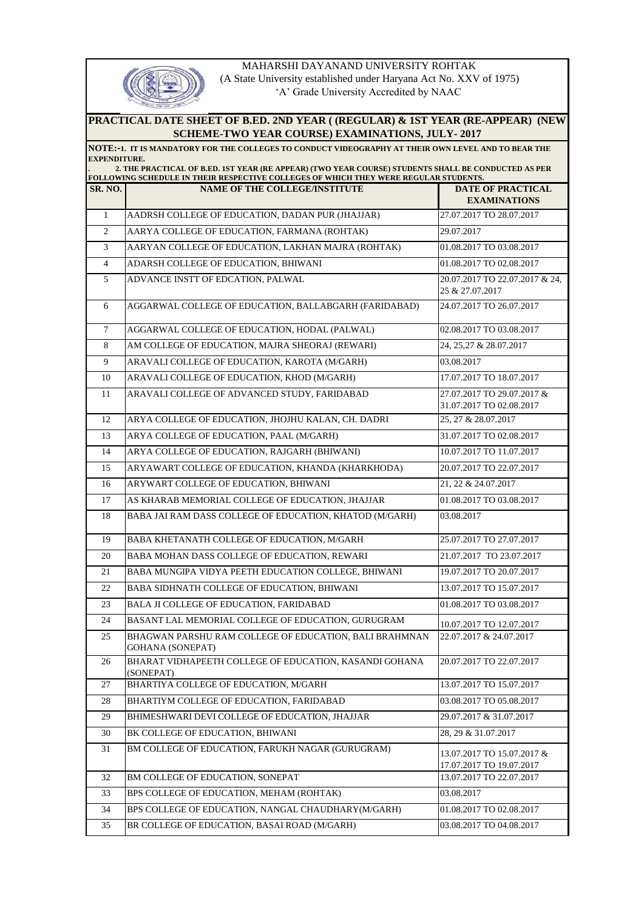MAHARSHI DAYANAND UNIVERSITY ROHTAK

(A State University established under Haryana Act No. XXV of 1975)

'A' Grade University Accredited by NAAC

## PRACTICAL DATE SHEET OF B.ED. 2ND YEAR ( (REGULAR) & 1ST YEAR (RE-APPEAR) (NEW SCHEME-TWO YEAR COURSE) EXAMINATIONS, JULY- 2017

**NOTE:-1. IT IS MANDATORY FOR THE COLLEGES TO CONDUCT VIDEOGRAPHY AT THEIR OWN LEVEL AND TO BEAR THE EXPENDITURE.**

**2. THE PRACTICAL OF B.ED. 1ST YEAR (RE APPEAR) (TWO YEAR COURSE) STUDENTS SHALL BE CONDUCTED AS PER FOLLOWING SCHEDULE IN THEIR RESPECTIVE COLLEGES OF WHICH THEY WERE REGULAR STUDENTS.**

| SR. NO. | NAME OF THE COLLEGE/INSTITUTE | DATE OF PRACTICAL EXAMINATIONS |
|---|---|---|
| 1 | AADRSH COLLEGE OF EDUCATION, DADAN PUR (JHAJJAR) | 27.07.2017 TO 28.07.2017 |
| 2 | AARYA COLLEGE OF EDUCATION, FARMANA (ROHTAK) | 29.07.2017 |
| 3 | AARYAN COLLEGE OF EDUCATION, LAKHAN MAJRA (ROHTAK) | 01.08.2017 TO 03.08.2017 |
| 4 | ADARSH COLLEGE OF EDUCATION, BHIWANI | 01.08.2017 TO 02.08.2017 |
| 5 | ADVANCE INSTT OF EDCATION, PALWAL | 20.07.2017 TO 22.07.2017 & 24, 25 & 27.07.2017 |
| 6 | AGGARWAL COLLEGE OF EDUCATION, BALLABGARH (FARIDABAD) | 24.07.2017 TO 26.07.2017 |
| 7 | AGGARWAL COLLEGE OF EDUCATION, HODAL (PALWAL) | 02.08.2017 TO 03.08.2017 |
| 8 | AM COLLEGE OF EDUCATION, MAJRA SHEORAJ (REWARI) | 24, 25,27 & 28.07.2017 |
| 9 | ARAVALI COLLEGE OF EDUCATION, KAROTA (M/GARH) | 03.08.2017 |
| 10 | ARAVALI COLLEGE OF EDUCATION, KHOD (M/GARH) | 17.07.2017 TO 18.07.2017 |
| 11 | ARAVALI COLLEGE OF ADVANCED STUDY, FARIDABAD | 27.07.2017 TO 29.07.2017 & 31.07.2017 TO 02.08.2017 |
| 12 | ARYA COLLEGE OF EDUCATION, JHOJHU KALAN, CH. DADRI | 25, 27 & 28.07.2017 |
| 13 | ARYA COLLEGE OF EDUCATION, PAAL (M/GARH) | 31.07.2017 TO 02.08.2017 |
| 14 | ARYA COLLEGE OF EDUCATION, RAJGARH (BHIWANI) | 10.07.2017 TO 11.07.2017 |
| 15 | ARYAWART COLLEGE OF EDUCATION, KHANDA (KHARKHODA) | 20.07.2017 TO 22.07.2017 |
| 16 | ARYWART COLLEGE OF EDUCATION, BHIWANI | 21, 22 & 24.07.2017 |
| 17 | AS KHARAB MEMORIAL COLLEGE OF EDUCATION, JHAJJAR | 01.08.2017 TO 03.08.2017 |
| 18 | BABA JAI RAM DASS COLLEGE OF EDUCATION, KHATOD (M/GARH) | 03.08.2017 |
| 19 | BABA KHETANATH COLLEGE OF EDUCATION, M/GARH | 25.07.2017 TO 27.07.2017 |
| 20 | BABA MOHAN DASS COLLEGE OF EDUCATION, REWARI | 21.07.2017 TO 23.07.2017 |
| 21 | BABA MUNGIPA VIDYA PEETH EDUCATION COLLEGE, BHIWANI | 19.07.2017 TO 20.07.2017 |
| 22 | BABA SIDHNATH COLLEGE OF EDUCATION, BHIWANI | 13.07.2017 TO 15.07.2017 |
| 23 | BALA JI COLLEGE OF EDUCATION, FARIDABAD | 01.08.2017 TO 03.08.2017 |
| 24 | BASANT LAL MEMORIAL COLLEGE OF EDUCATION, GURUGRAM | 10.07.2017 TO 12.07.2017 |
| 25 | BHAGWAN PARSHU RAM COLLEGE OF EDUCATION, BALI BRAHMNAN GOHANA (SONEPAT) | 22.07.2017 & 24.07.2017 |
| 26 | BHARAT VIDHAPEETH COLLEGE OF EDUCATION, KASANDI GOHANA (SONEPAT) | 20.07.2017 TO 22.07.2017 |
| 27 | BHARTIYA COLLEGE OF EDUCATION, M/GARH | 13.07.2017 TO 15.07.2017 |
| 28 | BHARTIYM COLLEGE OF EDUCATION, FARIDABAD | 03.08.2017 TO 05.08.2017 |
| 29 | BHIMESHWARI DEVI COLLEGE OF EDUCATION, JHAJJAR | 29.07.2017 & 31.07.2017 |
| 30 | BK COLLEGE OF EDUCATION, BHIWANI | 28, 29 & 31.07.2017 |
| 31 | BM COLLEGE OF EDUCATION, FARUKH NAGAR (GURUGRAM) | 13.07.2017 TO 15.07.2017 & 17.07.2017 TO 19.07.2017 |
| 32 | BM COLLEGE OF EDUCATION, SONEPAT | 13.07.2017 TO 22.07.2017 |
| 33 | BPS COLLEGE OF EDUCATION, MEHAM (ROHTAK) | 03.08.2017 |
| 34 | BPS COLLEGE OF EDUCATION, NANGAL CHAUDHARY(M/GARH) | 01.08.2017 TO 02.08.2017 |
| 35 | BR COLLEGE OF EDUCATION, BASAI ROAD (M/GARH) | 03.08.2017 TO 04.08.2017 |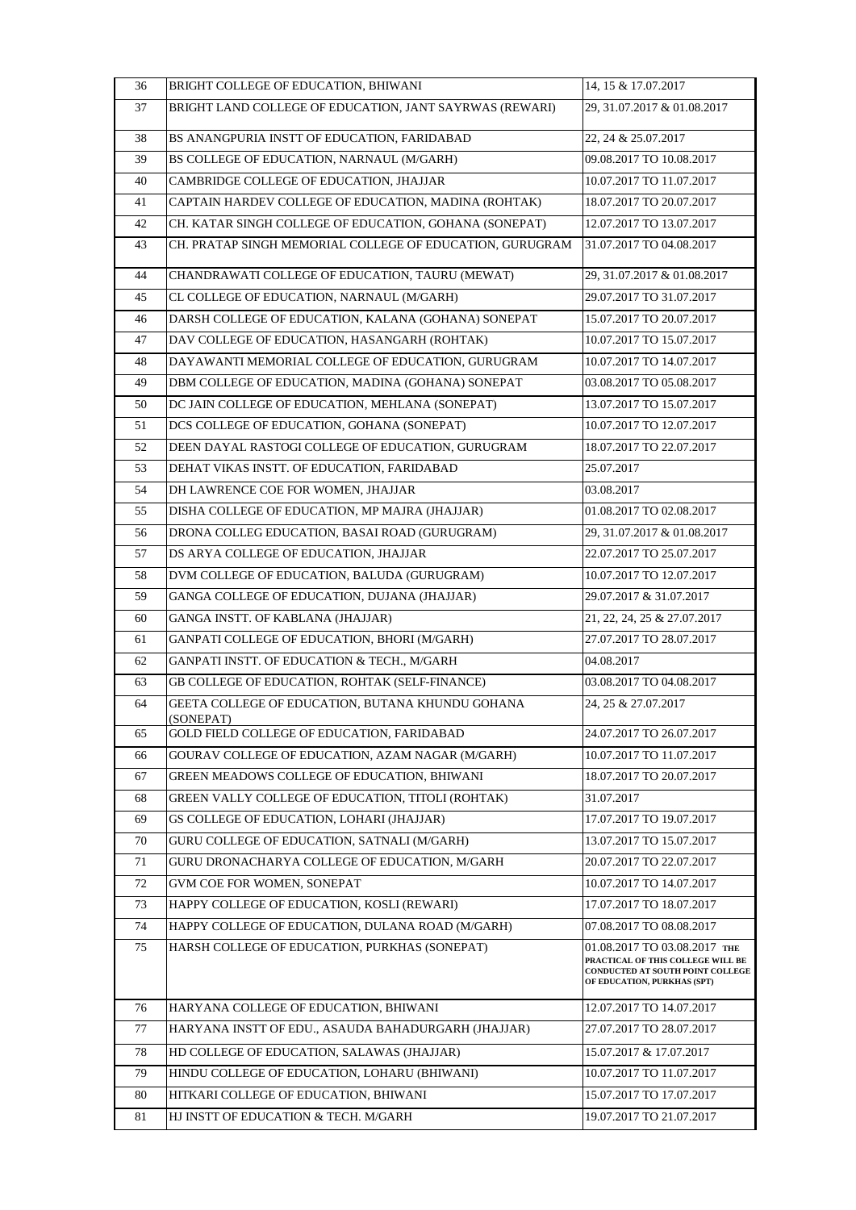| 36 | BRIGHT COLLEGE OF EDUCATION, BHIWANI | 14, 15 & 17.07.2017 |
|---|---|---|
| 37 | BRIGHT LAND COLLEGE OF EDUCATION, JANT SAYRWAS (REWARI) | 29, 31.07.2017 & 01.08.2017 |
| 38 | BS ANANGPURIA INSTT OF EDUCATION, FARIDABAD | 22, 24 & 25.07.2017 |
| 39 | BS COLLEGE OF EDUCATION, NARNAUL (M/GARH) | 09.08.2017 TO 10.08.2017 |
| 40 | CAMBRIDGE COLLEGE OF EDUCATION, JHAJJAR | 10.07.2017 TO 11.07.2017 |
| 41 | CAPTAIN HARDEV COLLEGE OF EDUCATION, MADINA (ROHTAK) | 18.07.2017 TO 20.07.2017 |
| 42 | CH. KATAR SINGH COLLEGE OF EDUCATION, GOHANA (SONEPAT) | 12.07.2017 TO 13.07.2017 |
| 43 | CH. PRATAP SINGH MEMORIAL COLLEGE OF EDUCATION, GURUGRAM | 31.07.2017 TO 04.08.2017 |
| 44 | CHANDRAWATI COLLEGE OF EDUCATION, TAURU (MEWAT) | 29, 31.07.2017 & 01.08.2017 |
| 45 | CL COLLEGE OF EDUCATION, NARNAUL (M/GARH) | 29.07.2017 TO 31.07.2017 |
| 46 | DARSH COLLEGE OF EDUCATION, KALANA (GOHANA) SONEPAT | 15.07.2017 TO 20.07.2017 |
| 47 | DAV COLLEGE OF EDUCATION, HASANGARH (ROHTAK) | 10.07.2017 TO 15.07.2017 |
| 48 | DAYAWANTI MEMORIAL COLLEGE OF EDUCATION, GURUGRAM | 10.07.2017 TO 14.07.2017 |
| 49 | DBM COLLEGE OF EDUCATION, MADINA (GOHANA) SONEPAT | 03.08.2017 TO 05.08.2017 |
| 50 | DC JAIN COLLEGE OF EDUCATION, MEHLANA (SONEPAT) | 13.07.2017 TO 15.07.2017 |
| 51 | DCS COLLEGE OF EDUCATION, GOHANA (SONEPAT) | 10.07.2017 TO 12.07.2017 |
| 52 | DEEN DAYAL RASTOGI COLLEGE OF EDUCATION, GURUGRAM | 18.07.2017 TO 22.07.2017 |
| 53 | DEHAT VIKAS INSTT. OF EDUCATION, FARIDABAD | 25.07.2017 |
| 54 | DH LAWRENCE COE FOR WOMEN, JHAJJAR | 03.08.2017 |
| 55 | DISHA COLLEGE OF EDUCATION, MP MAJRA (JHAJJAR) | 01.08.2017 TO 02.08.2017 |
| 56 | DRONA COLLEG EDUCATION, BASAI ROAD (GURUGRAM) | 29, 31.07.2017 & 01.08.2017 |
| 57 | DS ARYA COLLEGE OF EDUCATION, JHAJJAR | 22.07.2017 TO 25.07.2017 |
| 58 | DVM COLLEGE OF EDUCATION, BALUDA (GURUGRAM) | 10.07.2017 TO 12.07.2017 |
| 59 | GANGA COLLEGE OF EDUCATION, DUJANA (JHAJJAR) | 29.07.2017 & 31.07.2017 |
| 60 | GANGA INSTT. OF KABLANA (JHAJJAR) | 21, 22, 24, 25 & 27.07.2017 |
| 61 | GANPATI COLLEGE OF EDUCATION, BHORI (M/GARH) | 27.07.2017 TO 28.07.2017 |
| 62 | GANPATI INSTT. OF EDUCATION & TECH., M/GARH | 04.08.2017 |
| 63 | GB COLLEGE OF EDUCATION, ROHTAK (SELF-FINANCE) | 03.08.2017 TO 04.08.2017 |
| 64 | GEETA COLLEGE OF EDUCATION, BUTANA KHUNDU GOHANA (SONEPAT) | 24, 25 & 27.07.2017 |
| 65 | GOLD FIELD COLLEGE OF EDUCATION, FARIDABAD | 24.07.2017 TO 26.07.2017 |
| 66 | GOURAV COLLEGE OF EDUCATION, AZAM NAGAR (M/GARH) | 10.07.2017 TO 11.07.2017 |
| 67 | GREEN MEADOWS COLLEGE OF EDUCATION, BHIWANI | 18.07.2017 TO 20.07.2017 |
| 68 | GREEN VALLY COLLEGE OF EDUCATION, TITOLI (ROHTAK) | 31.07.2017 |
| 69 | GS COLLEGE OF EDUCATION, LOHARI (JHAJJAR) | 17.07.2017 TO 19.07.2017 |
| 70 | GURU COLLEGE OF EDUCATION, SATNALI (M/GARH) | 13.07.2017 TO 15.07.2017 |
| 71 | GURU DRONACHARYA COLLEGE OF EDUCATION, M/GARH | 20.07.2017 TO 22.07.2017 |
| 72 | GVM COE FOR WOMEN, SONEPAT | 10.07.2017 TO 14.07.2017 |
| 73 | HAPPY COLLEGE OF EDUCATION, KOSLI (REWARI) | 17.07.2017 TO 18.07.2017 |
| 74 | HAPPY COLLEGE OF EDUCATION, DULANA ROAD (M/GARH) | 07.08.2017 TO 08.08.2017 |
| 75 | HARSH COLLEGE OF EDUCATION, PURKHAS (SONEPAT) | 01.08.2017 TO 03.08.2017 **THE PRACTICAL OF THIS COLLEGE WILL BE CONDUCTED AT SOUTH POINT COLLEGE OF EDUCATION, PURKHAS (SPT)** |
| 76 | HARYANA COLLEGE OF EDUCATION, BHIWANI | 12.07.2017 TO 14.07.2017 |
| 77 | HARYANA INSTT OF EDU., ASAUDA BAHADURGARH (JHAJJAR) | 27.07.2017 TO 28.07.2017 |
| 78 | HD COLLEGE OF EDUCATION, SALAWAS (JHAJJAR) | 15.07.2017 & 17.07.2017 |
| 79 | HINDU COLLEGE OF EDUCATION, LOHARU (BHIWANI) | 10.07.2017 TO 11.07.2017 |
| 80 | HITKARI COLLEGE OF EDUCATION, BHIWANI | 15.07.2017 TO 17.07.2017 |
| 81 | HJ INSTT OF EDUCATION & TECH. M/GARH | 19.07.2017 TO 21.07.2017 |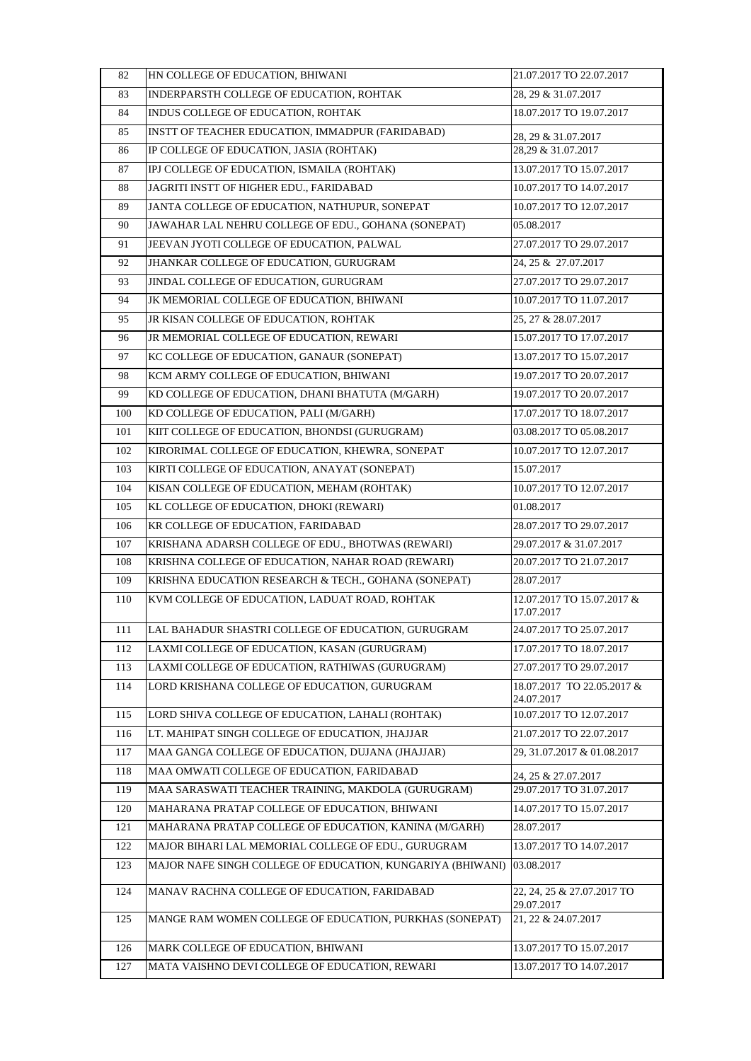| 82 | HN COLLEGE OF EDUCATION, BHIWANI | 21.07.2017 TO 22.07.2017 |
|---|---|---|
| 83 | INDERPARSTH COLLEGE OF EDUCATION, ROHTAK | 28, 29 & 31.07.2017 |
| 84 | INDUS COLLEGE OF EDUCATION, ROHTAK | 18.07.2017 TO 19.07.2017 |
| 85 | INSTT OF TEACHER EDUCATION, IMMADPUR (FARIDABAD) | 28, 29 & 31.07.2017 |
| 86 | IP COLLEGE OF EDUCATION, JASIA (ROHTAK) | 28,29 & 31.07.2017 |
| 87 | IPJ COLLEGE OF EDUCATION, ISMAILA (ROHTAK) | 13.07.2017 TO 15.07.2017 |
| 88 | JAGRITI INSTT OF HIGHER EDU., FARIDABAD | 10.07.2017 TO 14.07.2017 |
| 89 | JANTA COLLEGE OF EDUCATION, NATHUPUR, SONEPAT | 10.07.2017 TO 12.07.2017 |
| 90 | JAWAHAR LAL NEHRU COLLEGE OF EDU., GOHANA (SONEPAT) | 05.08.2017 |
| 91 | JEEVAN JYOTI COLLEGE OF EDUCATION, PALWAL | 27.07.2017 TO 29.07.2017 |
| 92 | JHANKAR COLLEGE OF EDUCATION, GURUGRAM | 24, 25 & 27.07.2017 |
| 93 | JINDAL COLLEGE OF EDUCATION, GURUGRAM | 27.07.2017 TO 29.07.2017 |
| 94 | JK MEMORIAL COLLEGE OF EDUCATION, BHIWANI | 10.07.2017 TO 11.07.2017 |
| 95 | JR KISAN COLLEGE OF EDUCATION, ROHTAK | 25, 27 & 28.07.2017 |
| 96 | JR MEMORIAL COLLEGE OF EDUCATION, REWARI | 15.07.2017 TO 17.07.2017 |
| 97 | KC COLLEGE OF EDUCATION, GANAUR (SONEPAT) | 13.07.2017 TO 15.07.2017 |
| 98 | KCM ARMY COLLEGE OF EDUCATION, BHIWANI | 19.07.2017 TO 20.07.2017 |
| 99 | KD COLLEGE OF EDUCATION, DHANI BHATUTA (M/GARH) | 19.07.2017 TO 20.07.2017 |
| 100 | KD COLLEGE OF EDUCATION, PALI (M/GARH) | 17.07.2017 TO 18.07.2017 |
| 101 | KIIT COLLEGE OF EDUCATION, BHONDSI (GURUGRAM) | 03.08.2017 TO 05.08.2017 |
| 102 | KIRORIMAL COLLEGE OF EDUCATION, KHEWRA, SONEPAT | 10.07.2017 TO 12.07.2017 |
| 103 | KIRTI COLLEGE OF EDUCATION, ANAYAT (SONEPAT) | 15.07.2017 |
| 104 | KISAN COLLEGE OF EDUCATION, MEHAM (ROHTAK) | 10.07.2017 TO 12.07.2017 |
| 105 | KL COLLEGE OF EDUCATION, DHOKI (REWARI) | 01.08.2017 |
| 106 | KR COLLEGE OF EDUCATION, FARIDABAD | 28.07.2017 TO 29.07.2017 |
| 107 | KRISHANA ADARSH COLLEGE OF EDU., BHOTWAS (REWARI) | 29.07.2017 & 31.07.2017 |
| 108 | KRISHNA COLLEGE OF EDUCATION, NAHAR ROAD (REWARI) | 20.07.2017 TO 21.07.2017 |
| 109 | KRISHNA EDUCATION RESEARCH & TECH., GOHANA (SONEPAT) | 28.07.2017 |
| 110 | KVM COLLEGE OF EDUCATION, LADUAT ROAD, ROHTAK | 12.07.2017 TO 15.07.2017 & 17.07.2017 |
| 111 | LAL BAHADUR SHASTRI COLLEGE OF EDUCATION, GURUGRAM | 24.07.2017 TO 25.07.2017 |
| 112 | LAXMI COLLEGE OF EDUCATION, KASAN (GURUGRAM) | 17.07.2017 TO 18.07.2017 |
| 113 | LAXMI COLLEGE OF EDUCATION, RATHIWAS (GURUGRAM) | 27.07.2017 TO 29.07.2017 |
| 114 | LORD KRISHANA COLLEGE OF EDUCATION, GURUGRAM | 18.07.2017 TO 22.05.2017 & 24.07.2017 |
| 115 | LORD SHIVA COLLEGE OF EDUCATION, LAHALI (ROHTAK) | 10.07.2017 TO 12.07.2017 |
| 116 | LT. MAHIPAT SINGH COLLEGE OF EDUCATION, JHAJJAR | 21.07.2017 TO 22.07.2017 |
| 117 | MAA GANGA COLLEGE OF EDUCATION, DUJANA (JHAJJAR) | 29, 31.07.2017 & 01.08.2017 |
| 118 | MAA OMWATI COLLEGE OF EDUCATION, FARIDABAD | 24, 25 & 27.07.2017 |
| 119 | MAA SARASWATI TEACHER TRAINING, MAKDOLA (GURUGRAM) | 29.07.2017 TO 31.07.2017 |
| 120 | MAHARANA PRATAP COLLEGE OF EDUCATION, BHIWANI | 14.07.2017 TO 15.07.2017 |
| 121 | MAHARANA PRATAP COLLEGE OF EDUCATION, KANINA (M/GARH) | 28.07.2017 |
| 122 | MAJOR BIHARI LAL MEMORIAL COLLEGE OF EDU., GURUGRAM | 13.07.2017 TO 14.07.2017 |
| 123 | MAJOR NAFE SINGH COLLEGE OF EDUCATION, KUNGARIYA (BHIWANI) | 03.08.2017 |
| 124 | MANAV RACHNA COLLEGE OF EDUCATION, FARIDABAD | 22, 24, 25 & 27.07.2017 TO 29.07.2017 |
| 125 | MANGE RAM WOMEN COLLEGE OF EDUCATION, PURKHAS (SONEPAT) | 21, 22 & 24.07.2017 |
| 126 | MARK COLLEGE OF EDUCATION, BHIWANI | 13.07.2017 TO 15.07.2017 |
| 127 | MATA VAISHNO DEVI COLLEGE OF EDUCATION, REWARI | 13.07.2017 TO 14.07.2017 |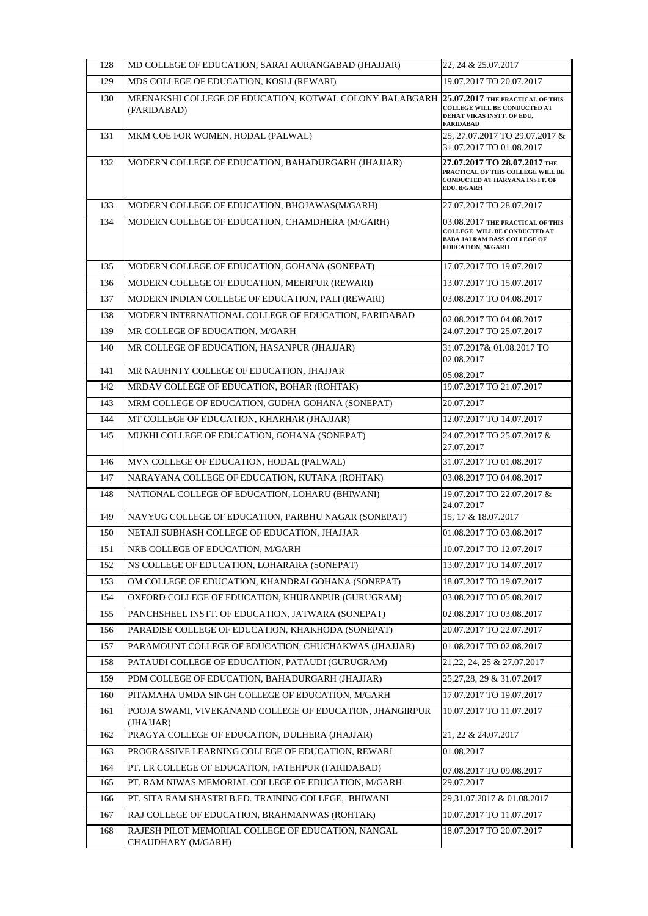| 128 | MD COLLEGE OF EDUCATION, SARAI AURANGABAD (JHAJJAR) | 22, 24 & 25.07.2017 |
|---|---|---|
| 129 | MDS COLLEGE OF EDUCATION, KOSLI (REWARI) | 19.07.2017 TO 20.07.2017 |
| 130 | MEENAKSHI COLLEGE OF EDUCATION, KOTWAL COLONY BALABGARH (FARIDABAD) | **25.07.2017** THE PRACTICAL OF THIS COLLEGE WILL BE CONDUCTED AT DEHAT VIKAS INSTT. OF EDU, FARIDABAD |
| 131 | MKM COE FOR WOMEN, HODAL (PALWAL) | 25, 27.07.2017 TO 29.07.2017 & 31.07.2017 TO 01.08.2017 |
| 132 | MODERN COLLEGE OF EDUCATION, BAHADURGARH (JHAJJAR) | **27.07.2017 TO 28.07.2017** THE PRACTICAL OF THIS COLLEGE WILL BE CONDUCTED AT HARYANA INSTT. OF EDU. B/GARH |
| 133 | MODERN COLLEGE OF EDUCATION, BHOJAWAS(M/GARH) | 27.07.2017 TO 28.07.2017 |
| 134 | MODERN COLLEGE OF EDUCATION, CHAMDHERA (M/GARH) | 03.08.2017 THE PRACTICAL OF THIS COLLEGE WILL BE CONDUCTED AT BABA JAI RAM DASS COLLEGE OF EDUCATION, M/GARH |
| 135 | MODERN COLLEGE OF EDUCATION, GOHANA (SONEPAT) | 17.07.2017 TO 19.07.2017 |
| 136 | MODERN COLLEGE OF EDUCATION, MEERPUR (REWARI) | 13.07.2017 TO 15.07.2017 |
| 137 | MODERN INDIAN COLLEGE OF EDUCATION, PALI (REWARI) | 03.08.2017 TO 04.08.2017 |
| 138 | MODERN INTERNATIONAL COLLEGE OF EDUCATION, FARIDABAD | 02.08.2017 TO 04.08.2017 |
| 139 | MR COLLEGE OF EDUCATION, M/GARH | 24.07.2017 TO 25.07.2017 |
| 140 | MR COLLEGE OF EDUCATION, HASANPUR (JHAJJAR) | 31.07.2017& 01.08.2017 TO 02.08.2017 |
| 141 | MR NAUHNTY COLLEGE OF EDUCATION, JHAJJAR | 05.08.2017 |
| 142 | MRDAV COLLEGE OF EDUCATION, BOHAR (ROHTAK) | 19.07.2017 TO 21.07.2017 |
| 143 | MRM COLLEGE OF EDUCATION, GUDHA GOHANA (SONEPAT) | 20.07.2017 |
| 144 | MT COLLEGE OF EDUCATION, KHARHAR (JHAJJAR) | 12.07.2017 TO 14.07.2017 |
| 145 | MUKHI COLLEGE OF EDUCATION, GOHANA (SONEPAT) | 24.07.2017 TO 25.07.2017 & 27.07.2017 |
| 146 | MVN COLLEGE OF EDUCATION, HODAL (PALWAL) | 31.07.2017 TO 01.08.2017 |
| 147 | NARAYANA COLLEGE OF EDUCATION, KUTANA (ROHTAK) | 03.08.2017 TO 04.08.2017 |
| 148 | NATIONAL COLLEGE OF EDUCATION, LOHARU (BHIWANI) | 19.07.2017 TO 22.07.2017 & 24.07.2017 |
| 149 | NAVYUG COLLEGE OF EDUCATION, PARBHU NAGAR (SONEPAT) | 15, 17 & 18.07.2017 |
| 150 | NETAJI SUBHASH COLLEGE OF EDUCATION, JHAJJAR | 01.08.2017 TO 03.08.2017 |
| 151 | NRB COLLEGE OF EDUCATION, M/GARH | 10.07.2017 TO 12.07.2017 |
| 152 | NS COLLEGE OF EDUCATION, LOHARARA (SONEPAT) | 13.07.2017 TO 14.07.2017 |
| 153 | OM COLLEGE OF EDUCATION, KHANDRAI GOHANA (SONEPAT) | 18.07.2017 TO 19.07.2017 |
| 154 | OXFORD COLLEGE OF EDUCATION, KHURANPUR (GURUGRAM) | 03.08.2017 TO 05.08.2017 |
| 155 | PANCHSHEEL INSTT. OF EDUCATION, JATWARA (SONEPAT) | 02.08.2017 TO 03.08.2017 |
| 156 | PARADISE COLLEGE OF EDUCATION, KHAKHODA (SONEPAT) | 20.07.2017 TO 22.07.2017 |
| 157 | PARAMOUNT COLLEGE OF EDUCATION, CHUCHAKWAS (JHAJJAR) | 01.08.2017 TO 02.08.2017 |
| 158 | PATAUDI COLLEGE OF EDUCATION, PATAUDI (GURUGRAM) | 21,22, 24, 25 & 27.07.2017 |
| 159 | PDM COLLEGE OF EDUCATION, BAHADURGARH (JHAJJAR) | 25,27,28, 29 & 31.07.2017 |
| 160 | PITAMAHA UMDA SINGH COLLEGE OF EDUCATION, M/GARH | 17.07.2017 TO 19.07.2017 |
| 161 | POOJA SWAMI, VIVEKANAND COLLEGE OF EDUCATION, JHANGIRPUR (JHAJJAR) | 10.07.2017 TO 11.07.2017 |
| 162 | PRAGYA COLLEGE OF EDUCATION, DULHERA (JHAJJAR) | 21, 22 & 24.07.2017 |
| 163 | PROGRASSIVE LEARNING COLLEGE OF EDUCATION, REWARI | 01.08.2017 |
| 164 | PT. LR COLLEGE OF EDUCATION, FATEHPUR (FARIDABAD) | 07.08.2017 TO 09.08.2017 |
| 165 | PT. RAM NIWAS MEMORIAL COLLEGE OF EDUCATION, M/GARH | 29.07.2017 |
| 166 | PT. SITA RAM SHASTRI B.ED. TRAINING COLLEGE, BHIWANI | 29,31.07.2017 & 01.08.2017 |
| 167 | RAJ COLLEGE OF EDUCATION, BRAHMANWAS (ROHTAK) | 10.07.2017 TO 11.07.2017 |
| 168 | RAJESH PILOT MEMORIAL COLLEGE OF EDUCATION, NANGAL CHAUDHARY (M/GARH) | 18.07.2017 TO 20.07.2017 |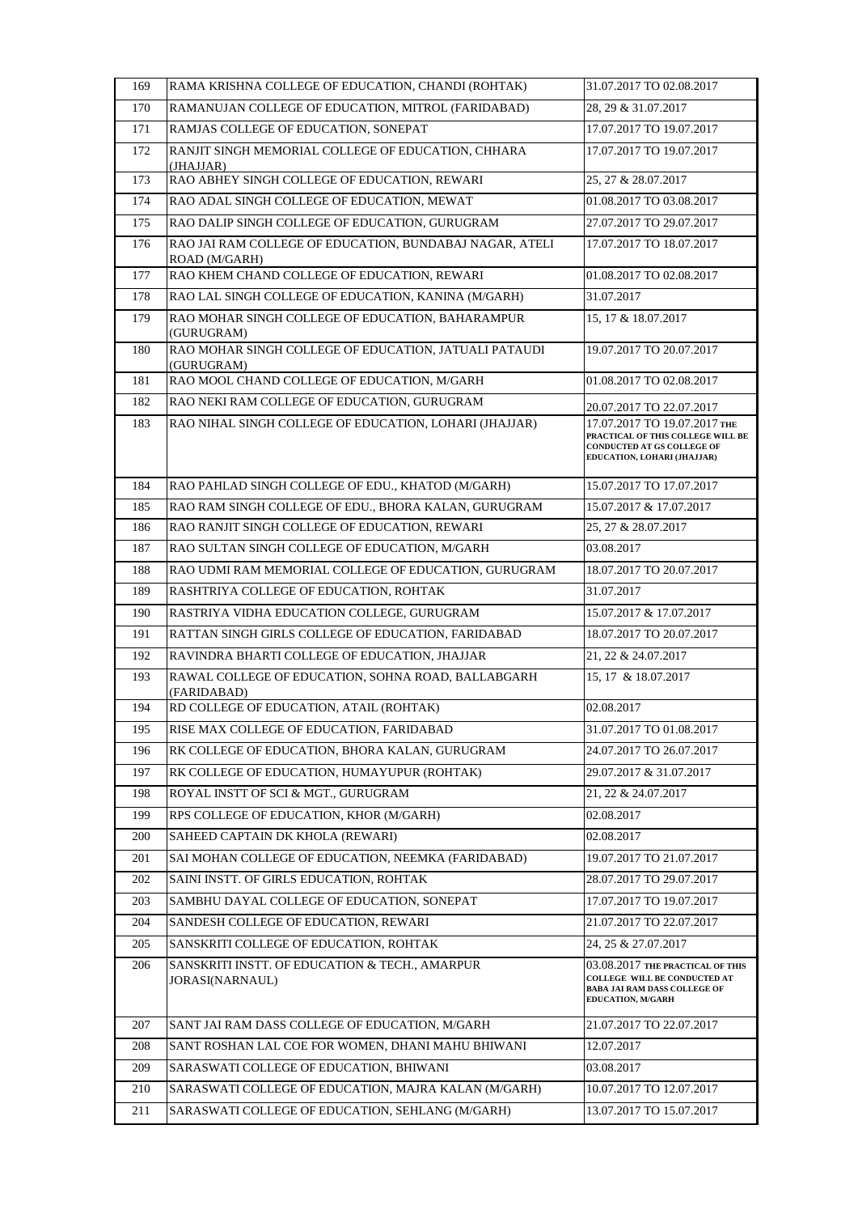| 169 | RAMA KRISHNA COLLEGE OF EDUCATION, CHANDI (ROHTAK) | 31.07.2017 TO 02.08.2017 |
|---|---|---|
| 170 | RAMANUJAN COLLEGE OF EDUCATION, MITROL (FARIDABAD) | 28, 29 & 31.07.2017 |
| 171 | RAMJAS COLLEGE OF EDUCATION, SONEPAT | 17.07.2017 TO 19.07.2017 |
| 172 | RANJIT SINGH MEMORIAL COLLEGE OF EDUCATION, CHHARA (JHAJJAR) | 17.07.2017 TO 19.07.2017 |
| 173 | RAO ABHEY SINGH COLLEGE OF EDUCATION, REWARI | 25, 27 & 28.07.2017 |
| 174 | RAO ADAL SINGH COLLEGE OF EDUCATION, MEWAT | 01.08.2017 TO 03.08.2017 |
| 175 | RAO DALIP SINGH COLLEGE OF EDUCATION, GURUGRAM | 27.07.2017 TO 29.07.2017 |
| 176 | RAO JAI RAM COLLEGE OF EDUCATION, BUNDABAJ NAGAR, ATELI ROAD (M/GARH) | 17.07.2017 TO 18.07.2017 |
| 177 | RAO KHEM CHAND COLLEGE OF EDUCATION, REWARI | 01.08.2017 TO 02.08.2017 |
| 178 | RAO LAL SINGH COLLEGE OF EDUCATION, KANINA (M/GARH) | 31.07.2017 |
| 179 | RAO MOHAR SINGH COLLEGE OF EDUCATION, BAHARAMPUR (GURUGRAM) | 15, 17 & 18.07.2017 |
| 180 | RAO MOHAR SINGH COLLEGE OF EDUCATION, JATUALI PATAUDI (GURUGRAM) | 19.07.2017 TO 20.07.2017 |
| 181 | RAO MOOL CHAND COLLEGE OF EDUCATION, M/GARH | 01.08.2017 TO 02.08.2017 |
| 182 | RAO NEKI RAM COLLEGE OF EDUCATION, GURUGRAM | 20.07.2017 TO 22.07.2017 |
| 183 | RAO NIHAL SINGH COLLEGE OF EDUCATION, LOHARI (JHAJJAR) | 17.07.2017 TO 19.07.2017 THE PRACTICAL OF THIS COLLEGE WILL BE CONDUCTED AT GS COLLEGE OF EDUCATION, LOHARI (JHAJJAR) |
| 184 | RAO PAHLAD SINGH COLLEGE OF EDU., KHATOD (M/GARH) | 15.07.2017 TO 17.07.2017 |
| 185 | RAO RAM SINGH COLLEGE OF EDU., BHORA KALAN, GURUGRAM | 15.07.2017 & 17.07.2017 |
| 186 | RAO RANJIT SINGH COLLEGE OF EDUCATION, REWARI | 25, 27 & 28.07.2017 |
| 187 | RAO SULTAN SINGH COLLEGE OF EDUCATION, M/GARH | 03.08.2017 |
| 188 | RAO UDMI RAM MEMORIAL COLLEGE OF EDUCATION, GURUGRAM | 18.07.2017 TO 20.07.2017 |
| 189 | RASHTRIYA COLLEGE OF EDUCATION, ROHTAK | 31.07.2017 |
| 190 | RASTRIYA VIDHA EDUCATION COLLEGE, GURUGRAM | 15.07.2017 & 17.07.2017 |
| 191 | RATTAN SINGH GIRLS COLLEGE OF EDUCATION, FARIDABAD | 18.07.2017 TO 20.07.2017 |
| 192 | RAVINDRA BHARTI COLLEGE OF EDUCATION, JHAJJAR | 21, 22 & 24.07.2017 |
| 193 | RAWAL COLLEGE OF EDUCATION, SOHNA ROAD, BALLABGARH (FARIDABAD) | 15, 17 & 18.07.2017 |
| 194 | RD COLLEGE OF EDUCATION, ATAIL (ROHTAK) | 02.08.2017 |
| 195 | RISE MAX COLLEGE OF EDUCATION, FARIDABAD | 31.07.2017 TO 01.08.2017 |
| 196 | RK COLLEGE OF EDUCATION, BHORA KALAN, GURUGRAM | 24.07.2017 TO 26.07.2017 |
| 197 | RK COLLEGE OF EDUCATION, HUMAYUPUR (ROHTAK) | 29.07.2017 & 31.07.2017 |
| 198 | ROYAL INSTT OF SCI & MGT., GURUGRAM | 21, 22 & 24.07.2017 |
| 199 | RPS COLLEGE OF EDUCATION, KHOR (M/GARH) | 02.08.2017 |
| 200 | SAHEED CAPTAIN DK KHOLA (REWARI) | 02.08.2017 |
| 201 | SAI MOHAN COLLEGE OF EDUCATION, NEEMKA (FARIDABAD) | 19.07.2017 TO 21.07.2017 |
| 202 | SAINI INSTT. OF GIRLS EDUCATION, ROHTAK | 28.07.2017 TO 29.07.2017 |
| 203 | SAMBHU DAYAL COLLEGE OF EDUCATION, SONEPAT | 17.07.2017 TO 19.07.2017 |
| 204 | SANDESH COLLEGE OF EDUCATION, REWARI | 21.07.2017 TO 22.07.2017 |
| 205 | SANSKRITI COLLEGE OF EDUCATION, ROHTAK | 24, 25 & 27.07.2017 |
| 206 | SANSKRITI INSTT. OF EDUCATION & TECH., AMARPUR JORASI(NARNAUL) | 03.08.2017 THE PRACTICAL OF THIS COLLEGE WILL BE CONDUCTED AT BABA JAI RAM DASS COLLEGE OF EDUCATION, M/GARH |
| 207 | SANT JAI RAM DASS COLLEGE OF EDUCATION, M/GARH | 21.07.2017 TO 22.07.2017 |
| 208 | SANT ROSHAN LAL COE FOR WOMEN, DHANI MAHU BHIWANI | 12.07.2017 |
| 209 | SARASWATI COLLEGE OF EDUCATION, BHIWANI | 03.08.2017 |
| 210 | SARASWATI COLLEGE OF EDUCATION, MAJRA KALAN (M/GARH) | 10.07.2017 TO 12.07.2017 |
| 211 | SARASWATI COLLEGE OF EDUCATION, SEHLANG (M/GARH) | 13.07.2017 TO 15.07.2017 |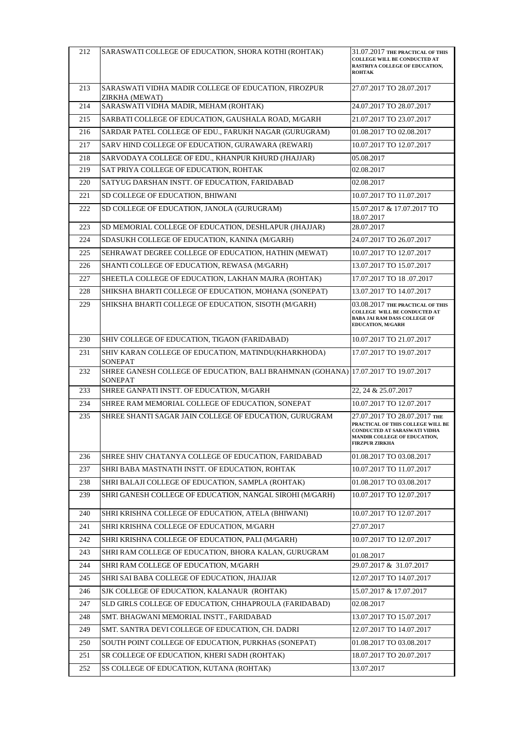| 212 | SARASWATI COLLEGE OF EDUCATION, SHORA KOTHI (ROHTAK) | 31.07.2017 THE PRACTICAL OF THIS COLLEGE WILL BE CONDUCTED AT RASTRIYA COLLEGE OF EDUCATION, ROHTAK |
|---|---|---|
| 213 | SARASWATI VIDHA MADIR COLLEGE OF EDUCATION, FIROZPUR ZIRKHA (MEWAT) | 27.07.2017 TO 28.07.2017 |
| 214 | SARASWATI VIDHA MADIR, MEHAM (ROHTAK) | 24.07.2017 TO 28.07.2017 |
| 215 | SARBATI COLLEGE OF EDUCATION, GAUSHALA ROAD, M/GARH | 21.07.2017 TO 23.07.2017 |
| 216 | SARDAR PATEL COLLEGE OF EDU., FARUKH NAGAR (GURUGRAM) | 01.08.2017 TO 02.08.2017 |
| 217 | SARV HIND COLLEGE OF EDUCATION, GURAWARA (REWARI) | 10.07.2017 TO 12.07.2017 |
| 218 | SARVODAYA COLLEGE OF EDU., KHANPUR KHURD (JHAJJAR) | 05.08.2017 |
| 219 | SAT PRIYA COLLEGE OF EDUCATION, ROHTAK | 02.08.2017 |
| 220 | SATYUG DARSHAN INSTT. OF EDUCATION, FARIDABAD | 02.08.2017 |
| 221 | SD COLLEGE OF EDUCATION, BHIWANI | 10.07.2017 TO 11.07.2017 |
| 222 | SD COLLEGE OF EDUCATION, JANOLA (GURUGRAM) | 15.07.2017 & 17.07.2017 TO 18.07.2017 |
| 223 | SD MEMORIAL COLLEGE OF EDUCATION, DESHLAPUR (JHAJJAR) | 28.07.2017 |
| 224 | SDASUKH COLLEGE OF EDUCATION, KANINA (M/GARH) | 24.07.2017 TO 26.07.2017 |
| 225 | SEHRAWAT DEGREE COLLEGE OF EDUCATION, HATHIN (MEWAT) | 10.07.2017 TO 12.07.2017 |
| 226 | SHANTI COLLEGE OF EDUCATION, REWASA (M/GARH) | 13.07.2017 TO 15.07.2017 |
| 227 | SHEETLA COLLEGE OF EDUCATION, LAKHAN MAJRA (ROHTAK) | 17.07.2017 TO 18 .07.2017 |
| 228 | SHIKSHA BHARTI COLLEGE OF EDUCATION, MOHANA (SONEPAT) | 13.07.2017 TO 14.07.2017 |
| 229 | SHIKSHA BHARTI COLLEGE OF EDUCATION, SISOTH (M/GARH) | 03.08.2017 THE PRACTICAL OF THIS COLLEGE WILL BE CONDUCTED AT BABA JAI RAM DASS COLLEGE OF EDUCATION, M/GARH |
| 230 | SHIV COLLEGE OF EDUCATION, TIGAON (FARIDABAD) | 10.07.2017 TO 21.07.2017 |
| 231 | SHIV KARAN COLLEGE OF EDUCATION, MATINDU(KHARKHODA) SONEPAT | 17.07.2017 TO 19.07.2017 |
| 232 | SHREE GANESH COLLEGE OF EDUCATION, BALI BRAHMNAN (GOHANA) SONEPAT | 17.07.2017 TO 19.07.2017 |
| 233 | SHREE GANPATI INSTT. OF EDUCATION, M/GARH | 22, 24 & 25.07.2017 |
| 234 | SHREE RAM MEMORIAL COLLEGE OF EDUCATION, SONEPAT | 10.07.2017 TO 12.07.2017 |
| 235 | SHREE SHANTI SAGAR JAIN COLLEGE OF EDUCATION, GURUGRAM | 27.07.2017 TO 28.07.2017 THE PRACTICAL OF THIS COLLEGE WILL BE CONDUCTED AT SARASWATI VIDHA MANDIR COLLEGE OF EDUCATION, FIRZPUR ZIRKHA |
| 236 | SHREE SHIV CHATANYA COLLEGE OF EDUCATION, FARIDABAD | 01.08.2017 TO 03.08.2017 |
| 237 | SHRI BABA MASTNATH INSTT. OF EDUCATION, ROHTAK | 10.07.2017 TO 11.07.2017 |
| 238 | SHRI BALAJI COLLEGE OF EDUCATION, SAMPLA (ROHTAK) | 01.08.2017 TO 03.08.2017 |
| 239 | SHRI GANESH COLLEGE OF EDUCATION, NANGAL SIROHI (M/GARH) | 10.07.2017 TO 12.07.2017 |
| 240 | SHRI KRISHNA COLLEGE OF EDUCATION, ATELA (BHIWANI) | 10.07.2017 TO 12.07.2017 |
| 241 | SHRI KRISHNA COLLEGE OF EDUCATION, M/GARH | 27.07.2017 |
| 242 | SHRI KRISHNA COLLEGE OF EDUCATION, PALI (M/GARH) | 10.07.2017 TO 12.07.2017 |
| 243 | SHRI RAM COLLEGE OF EDUCATION, BHORA KALAN, GURUGRAM | 01.08.2017 |
| 244 | SHRI RAM COLLEGE OF EDUCATION, M/GARH | 29.07.2017 & 31.07.2017 |
| 245 | SHRI SAI BABA COLLEGE OF EDUCATION, JHAJJAR | 12.07.2017 TO 14.07.2017 |
| 246 | SJK COLLEGE OF EDUCATION, KALANAUR (ROHTAK) | 15.07.2017 & 17.07.2017 |
| 247 | SLD GIRLS COLLEGE OF EDUCATION, CHHAPROULA (FARIDABAD) | 02.08.2017 |
| 248 | SMT. BHAGWANI MEMORIAL INSTT., FARIDABAD | 13.07.2017 TO 15.07.2017 |
| 249 | SMT. SANTRA DEVI COLLEGE OF EDUCATION, CH. DADRI | 12.07.2017 TO 14.07.2017 |
| 250 | SOUTH POINT COLLEGE OF EDUCATION, PURKHAS (SONEPAT) | 01.08.2017 TO 03.08.2017 |
| 251 | SR COLLEGE OF EDUCATION, KHERI SADH (ROHTAK) | 18.07.2017 TO 20.07.2017 |
| 252 | SS COLLEGE OF EDUCATION, KUTANA (ROHTAK) | 13.07.2017 |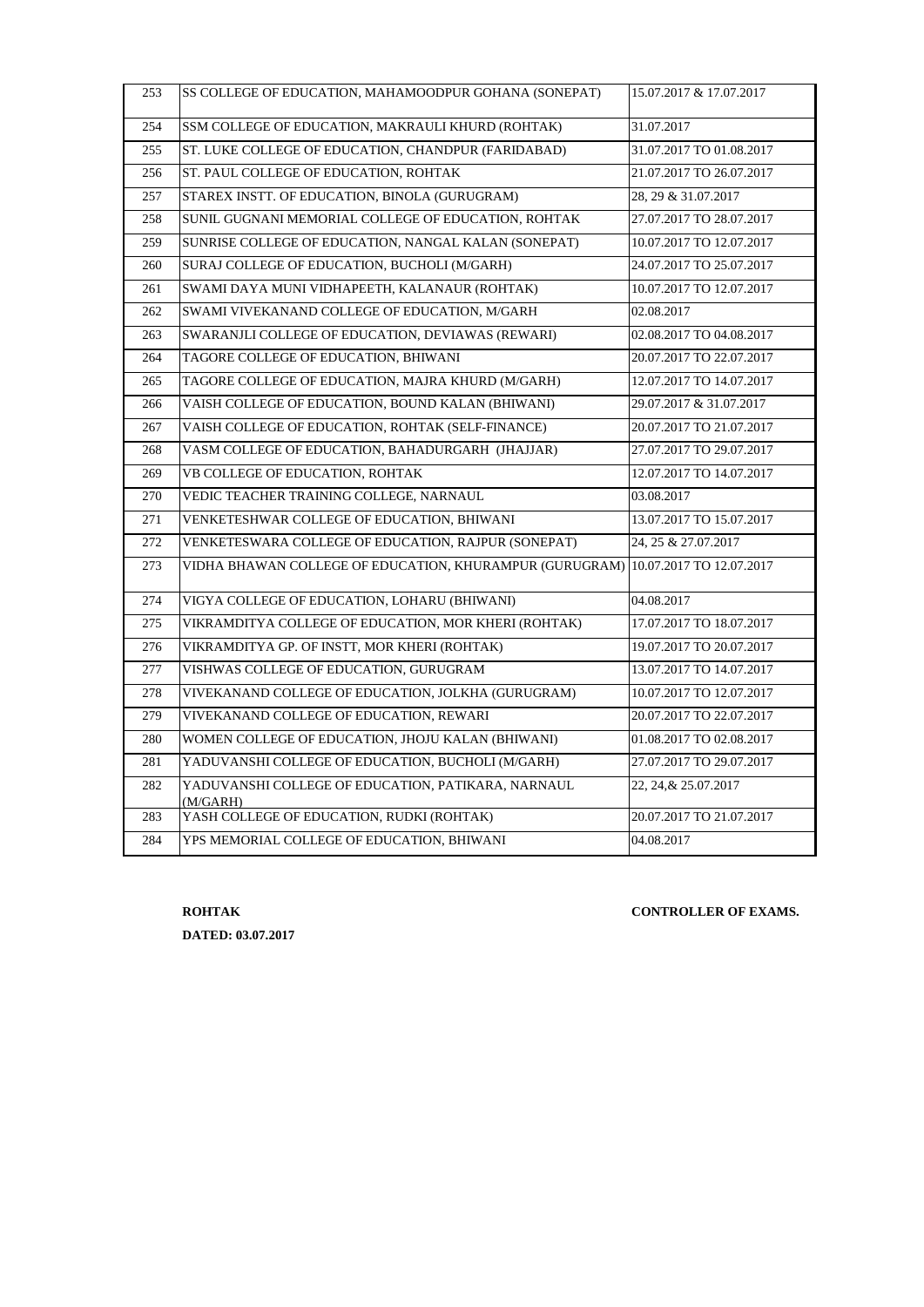| | | |
|---|---|---|
| 253 | SS COLLEGE OF EDUCATION, MAHAMOODPUR GOHANA (SONEPAT) | 15.07.2017 & 17.07.2017 |
| 254 | SSM COLLEGE OF EDUCATION, MAKRAULI KHURD (ROHTAK) | 31.07.2017 |
| 255 | ST. LUKE COLLEGE OF EDUCATION, CHANDPUR (FARIDABAD) | 31.07.2017 TO 01.08.2017 |
| 256 | ST. PAUL COLLEGE OF EDUCATION, ROHTAK | 21.07.2017 TO 26.07.2017 |
| 257 | STAREX INSTT. OF EDUCATION, BINOLA (GURUGRAM) | 28, 29 & 31.07.2017 |
| 258 | SUNIL GUGNANI MEMORIAL COLLEGE OF EDUCATION, ROHTAK | 27.07.2017 TO 28.07.2017 |
| 259 | SUNRISE COLLEGE OF EDUCATION, NANGAL KALAN (SONEPAT) | 10.07.2017 TO 12.07.2017 |
| 260 | SURAJ COLLEGE OF EDUCATION, BUCHOLI (M/GARH) | 24.07.2017 TO 25.07.2017 |
| 261 | SWAMI DAYA MUNI VIDHAPEETH, KALANAUR (ROHTAK) | 10.07.2017 TO 12.07.2017 |
| 262 | SWAMI VIVEKANAND COLLEGE OF EDUCATION, M/GARH | 02.08.2017 |
| 263 | SWARANJLI COLLEGE OF EDUCATION, DEVIAWAS (REWARI) | 02.08.2017 TO 04.08.2017 |
| 264 | TAGORE COLLEGE OF EDUCATION, BHIWANI | 20.07.2017 TO 22.07.2017 |
| 265 | TAGORE COLLEGE OF EDUCATION, MAJRA KHURD (M/GARH) | 12.07.2017 TO 14.07.2017 |
| 266 | VAISH COLLEGE OF EDUCATION, BOUND KALAN (BHIWANI) | 29.07.2017 & 31.07.2017 |
| 267 | VAISH COLLEGE OF EDUCATION, ROHTAK (SELF-FINANCE) | 20.07.2017 TO 21.07.2017 |
| 268 | VASM COLLEGE OF EDUCATION, BAHADURGARH (JHAJJAR) | 27.07.2017 TO 29.07.2017 |
| 269 | VB COLLEGE OF EDUCATION, ROHTAK | 12.07.2017 TO 14.07.2017 |
| 270 | VEDIC TEACHER TRAINING COLLEGE, NARNAUL | 03.08.2017 |
| 271 | VENKETESHWAR COLLEGE OF EDUCATION, BHIWANI | 13.07.2017 TO 15.07.2017 |
| 272 | VENKETESWARA COLLEGE OF EDUCATION, RAJPUR (SONEPAT) | 24, 25 & 27.07.2017 |
| 273 | VIDHA BHAWAN COLLEGE OF EDUCATION, KHURAMPUR (GURUGRAM) | 10.07.2017 TO 12.07.2017 |
| 274 | VIGYA COLLEGE OF EDUCATION, LOHARU (BHIWANI) | 04.08.2017 |
| 275 | VIKRAMDITYA COLLEGE OF EDUCATION, MOR KHERI (ROHTAK) | 17.07.2017 TO 18.07.2017 |
| 276 | VIKRAMDITYA GP. OF INSTT, MOR KHERI (ROHTAK) | 19.07.2017 TO 20.07.2017 |
| 277 | VISHWAS COLLEGE OF EDUCATION, GURUGRAM | 13.07.2017 TO 14.07.2017 |
| 278 | VIVEKANAND COLLEGE OF EDUCATION, JOLKHA (GURUGRAM) | 10.07.2017 TO 12.07.2017 |
| 279 | VIVEKANAND COLLEGE OF EDUCATION, REWARI | 20.07.2017 TO 22.07.2017 |
| 280 | WOMEN COLLEGE OF EDUCATION, JHOJU KALAN (BHIWANI) | 01.08.2017 TO 02.08.2017 |
| 281 | YADUVANSHI COLLEGE OF EDUCATION, BUCHOLI (M/GARH) | 27.07.2017 TO 29.07.2017 |
| 282 | YADUVANSHI COLLEGE OF EDUCATION, PATIKARA, NARNAUL (M/GARH) | 22, 24,& 25.07.2017 |
| 283 | YASH COLLEGE OF EDUCATION, RUDKI (ROHTAK) | 20.07.2017 TO 21.07.2017 |
| 284 | YPS MEMORIAL COLLEGE OF EDUCATION, BHIWANI | 04.08.2017 |

**ROHTAK** **CONTROLLER OF EXAMS.**

**DATED: 03.07.2017**